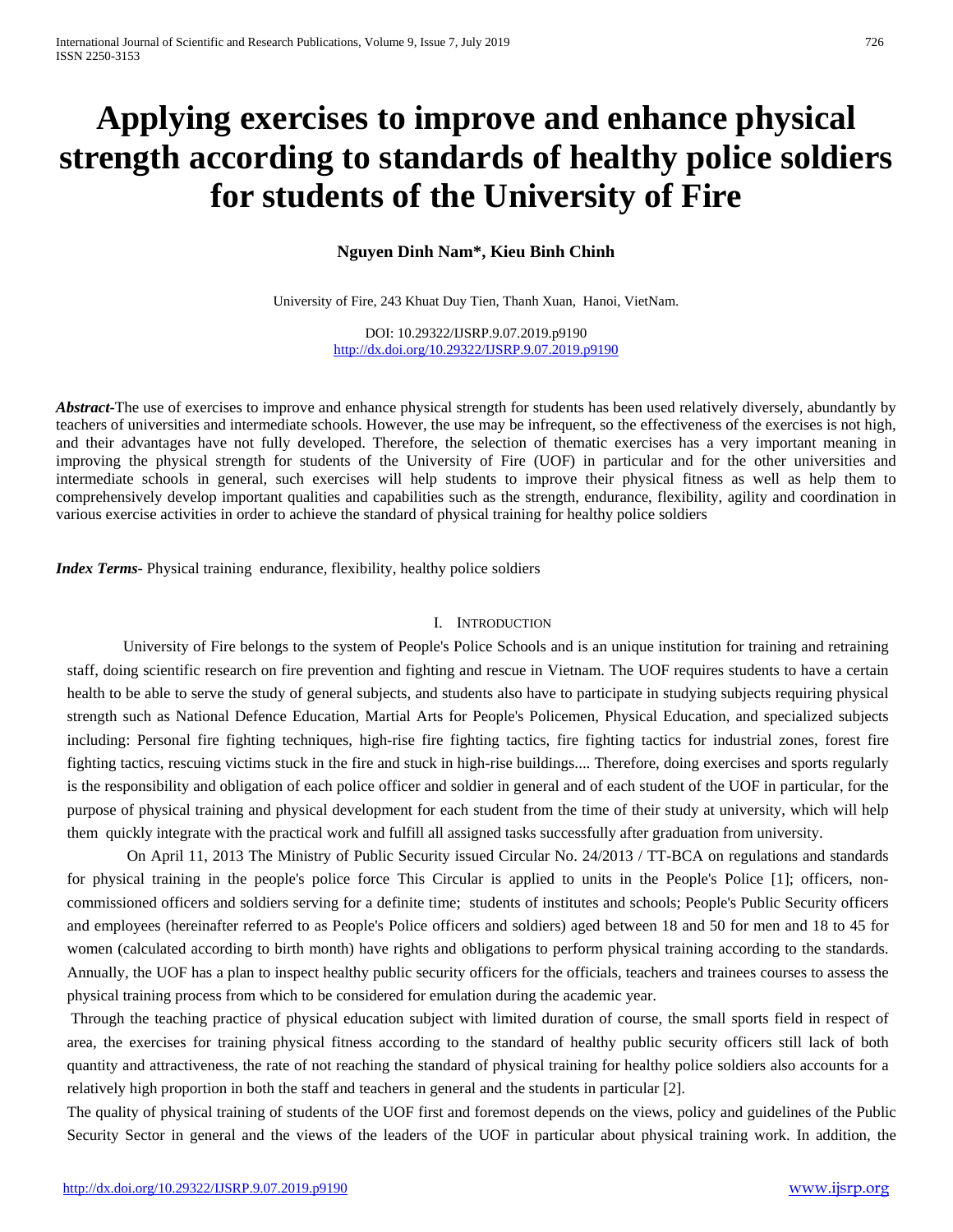# Applying exercises to improve and enhance physical strength according to standards of healthy police soldiers for students of the University of Fire

**Nguyen Dinh Nam\*, Kieu Binh Chinh**

University of Fire, 243 Khuat Duy Tien, Thanh Xuan, Hanoi, VietNam.

DOI: 10.29322/IJSRP.9.07.2019.p9190
http://dx.doi.org/10.29322/IJSRP.9.07.2019.p9190

***Abstract*-**The use of exercises to improve and enhance physical strength for students has been used relatively diversely, abundantly by teachers of universities and intermediate schools. However, the use may be infrequent, so the effectiveness of the exercises is not high, and their advantages have not fully developed. Therefore, the selection of thematic exercises has a very important meaning in improving the physical strength for students of the University of Fire (UOF) in particular and for the other universities and intermediate schools in general, such exercises will help students to improve their physical fitness as well as help them to comprehensively develop important qualities and capabilities such as the strength, endurance, flexibility, agility and coordination in various exercise activities in order to achieve the standard of physical training for healthy police soldiers

***Index Terms*-** Physical training endurance, flexibility, healthy police soldiers

## I. Introduction

University of Fire belongs to the system of People's Police Schools and is an unique institution for training and retraining staff, doing scientific research on fire prevention and fighting and rescue in Vietnam. The UOF requires students to have a certain health to be able to serve the study of general subjects, and students also have to participate in studying subjects requiring physical strength such as National Defence Education, Martial Arts for People's Policemen, Physical Education, and specialized subjects including: Personal fire fighting techniques, high-rise fire fighting tactics, fire fighting tactics for industrial zones, forest fire fighting tactics, rescuing victims stuck in the fire and stuck in high-rise buildings.... Therefore, doing exercises and sports regularly is the responsibility and obligation of each police officer and soldier in general and of each student of the UOF in particular, for the purpose of physical training and physical development for each student from the time of their study at university, which will help them quickly integrate with the practical work and fulfill all assigned tasks successfully after graduation from university.

On April 11, 2013 The Ministry of Public Security issued Circular No. 24/2013 / TT-BCA on regulations and standards for physical training in the people's police force This Circular is applied to units in the People's Police [1]; officers, non-commissioned officers and soldiers serving for a definite time; students of institutes and schools; People's Public Security officers and employees (hereinafter referred to as People's Police officers and soldiers) aged between 18 and 50 for men and 18 to 45 for women (calculated according to birth month) have rights and obligations to perform physical training according to the standards. Annually, the UOF has a plan to inspect healthy public security officers for the officials, teachers and trainees courses to assess the physical training process from which to be considered for emulation during the academic year.

Through the teaching practice of physical education subject with limited duration of course, the small sports field in respect of area, the exercises for training physical fitness according to the standard of healthy public security officers still lack of both quantity and attractiveness, the rate of not reaching the standard of physical training for healthy police soldiers also accounts for a relatively high proportion in both the staff and teachers in general and the students in particular [2].

The quality of physical training of students of the UOF first and foremost depends on the views, policy and guidelines of the Public Security Sector in general and the views of the leaders of the UOF in particular about physical training work. In addition, the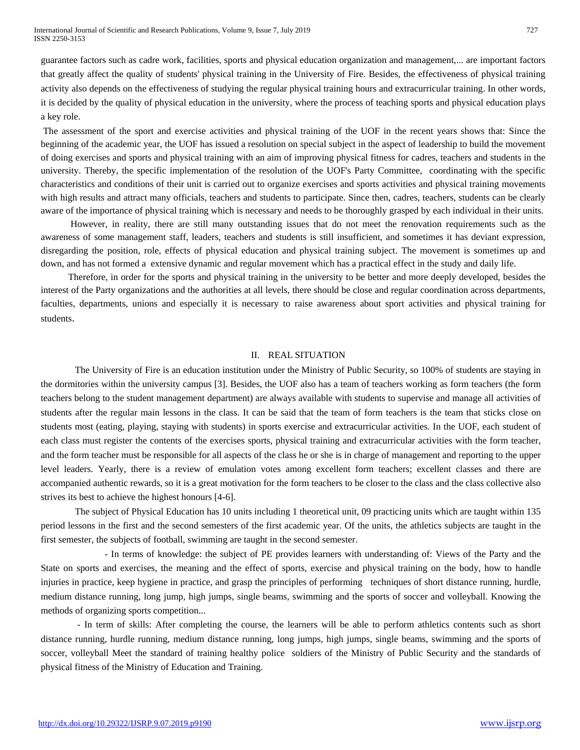guarantee factors such as cadre work, facilities, sports and physical education organization and management,... are important factors that greatly affect the quality of students' physical training in the University of Fire. Besides, the effectiveness of physical training activity also depends on the effectiveness of studying the regular physical training hours and extracurricular training. In other words, it is decided by the quality of physical education in the university, where the process of teaching sports and physical education plays a key role.

The assessment of the sport and exercise activities and physical training of the UOF in the recent years shows that: Since the beginning of the academic year, the UOF has issued a resolution on special subject in the aspect of leadership to build the movement of doing exercises and sports and physical training with an aim of improving physical fitness for cadres, teachers and students in the university. Thereby, the specific implementation of the resolution of the UOF's Party Committee, coordinating with the specific characteristics and conditions of their unit is carried out to organize exercises and sports activities and physical training movements with high results and attract many officials, teachers and students to participate. Since then, cadres, teachers, students can be clearly aware of the importance of physical training which is necessary and needs to be thoroughly grasped by each individual in their units.

However, in reality, there are still many outstanding issues that do not meet the renovation requirements such as the awareness of some management staff, leaders, teachers and students is still insufficient, and sometimes it has deviant expression, disregarding the position, role, effects of physical education and physical training subject. The movement is sometimes up and down, and has not formed a extensive dynamic and regular movement which has a practical effect in the study and daily life.

Therefore, in order for the sports and physical training in the university to be better and more deeply developed, besides the interest of the Party organizations and the authorities at all levels, there should be close and regular coordination across departments, faculties, departments, unions and especially it is necessary to raise awareness about sport activities and physical training for students.

## II. REAL SITUATION

The University of Fire is an education institution under the Ministry of Public Security, so 100% of students are staying in the dormitories within the university campus [3]. Besides, the UOF also has a team of teachers working as form teachers (the form teachers belong to the student management department) are always available with students to supervise and manage all activities of students after the regular main lessons in the class. It can be said that the team of form teachers is the team that sticks close on students most (eating, playing, staying with students) in sports exercise and extracurricular activities. In the UOF, each student of each class must register the contents of the exercises sports, physical training and extracurricular activities with the form teacher, and the form teacher must be responsible for all aspects of the class he or she is in charge of management and reporting to the upper level leaders. Yearly, there is a review of emulation votes among excellent form teachers; excellent classes and there are accompanied authentic rewards, so it is a great motivation for the form teachers to be closer to the class and the class collective also strives its best to achieve the highest honours [4-6].

The subject of Physical Education has 10 units including 1 theoretical unit, 09 practicing units which are taught within 135 period lessons in the first and the second semesters of the first academic year. Of the units, the athletics subjects are taught in the first semester, the subjects of football, swimming are taught in the second semester.

- In terms of knowledge: the subject of PE provides learners with understanding of: Views of the Party and the State on sports and exercises, the meaning and the effect of sports, exercise and physical training on the body, how to handle injuries in practice, keep hygiene in practice, and grasp the principles of performing techniques of short distance running, hurdle, medium distance running, long jump, high jumps, single beams, swimming and the sports of soccer and volleyball. Knowing the methods of organizing sports competition...

- In term of skills: After completing the course, the learners will be able to perform athletics contents such as short distance running, hurdle running, medium distance running, long jumps, high jumps, single beams, swimming and the sports of soccer, volleyball Meet the standard of training healthy police soldiers of the Ministry of Public Security and the standards of physical fitness of the Ministry of Education and Training.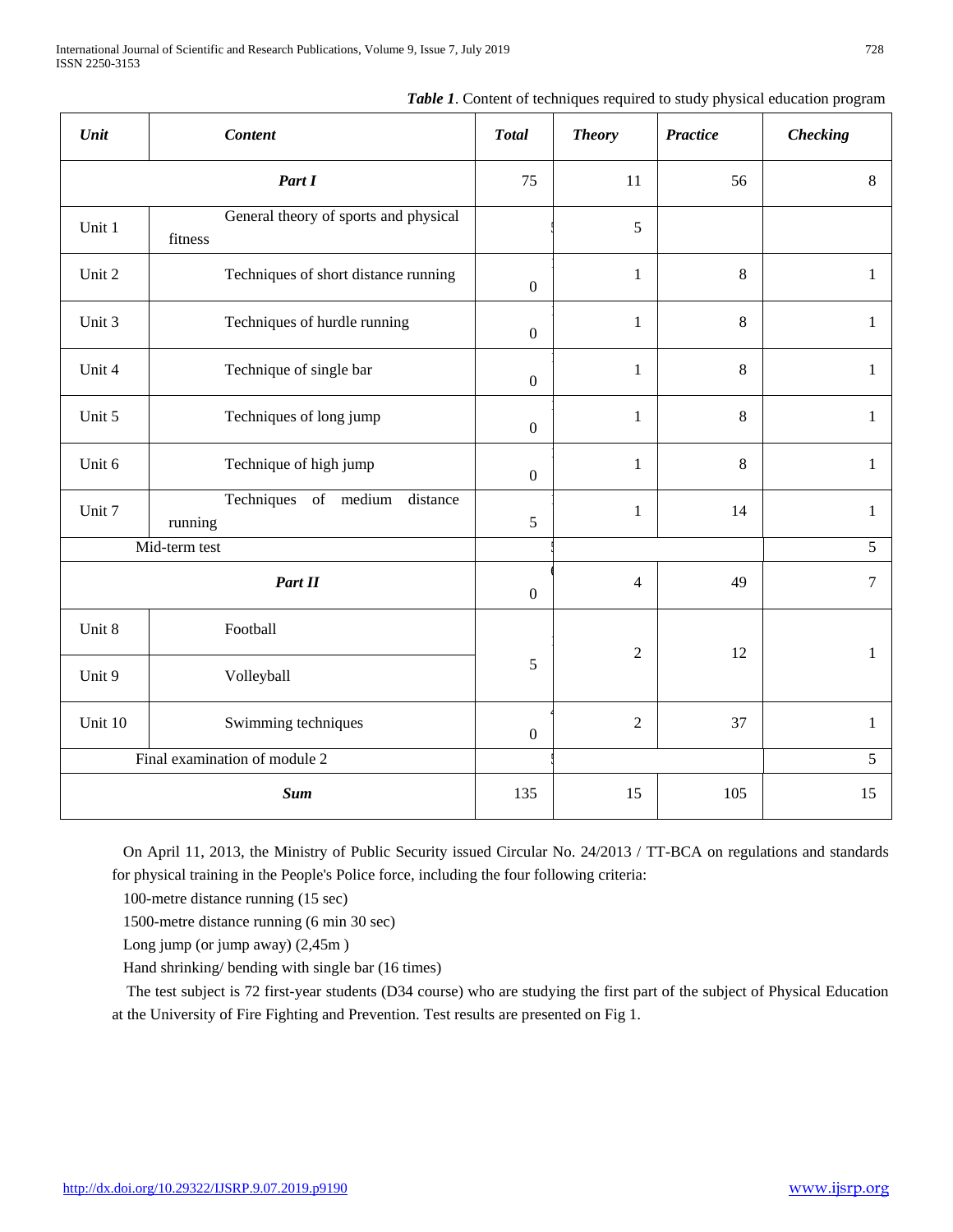*Table 1*. Content of techniques required to study physical education program

| *Unit* | *Content* | *Total* | *Theory* | *Practice* | *Checking* |
|---|---|---|---|---|---|
| ***Part I*** | | 75 | 11 | 56 | 8 |
| Unit 1 | General theory of sports and physical fitness | | 5 | | |
| Unit 2 | Techniques of short distance running | 0 | 1 | 8 | 1 |
| Unit 3 | Techniques of hurdle running | 0 | 1 | 8 | 1 |
| Unit 4 | Technique of single bar | 0 | 1 | 8 | 1 |
| Unit 5 | Techniques of long jump | 0 | 1 | 8 | 1 |
| Unit 6 | Technique of high jump | 0 | 1 | 8 | 1 |
| Unit 7 | Techniques of medium distance running | 5 | 1 | 14 | 1 |
| Mid-term test | | | | | 5 |
| ***Part II*** | | 0 | 4 | 49 | 7 |
| Unit 8 | Football | 5 | 2 | 12 | 1 |
| Unit 9 | Volleyball | | | | |
| Unit 10 | Swimming techniques | 0 | 2 | 37 | 1 |
| Final examination of module 2 | | | | | 5 |
| ***Sum*** | | 135 | 15 | 105 | 15 |

On April 11, 2013, the Ministry of Public Security issued Circular No. 24/2013 / TT-BCA on regulations and standards for physical training in the People's Police force, including the four following criteria:

100-metre distance running (15 sec)

1500-metre distance running (6 min 30 sec)

Long jump (or jump away) (2,45m )

Hand shrinking/ bending with single bar (16 times)

The test subject is 72 first-year students (D34 course) who are studying the first part of the subject of Physical Education at the University of Fire Fighting and Prevention. Test results are presented on Fig 1.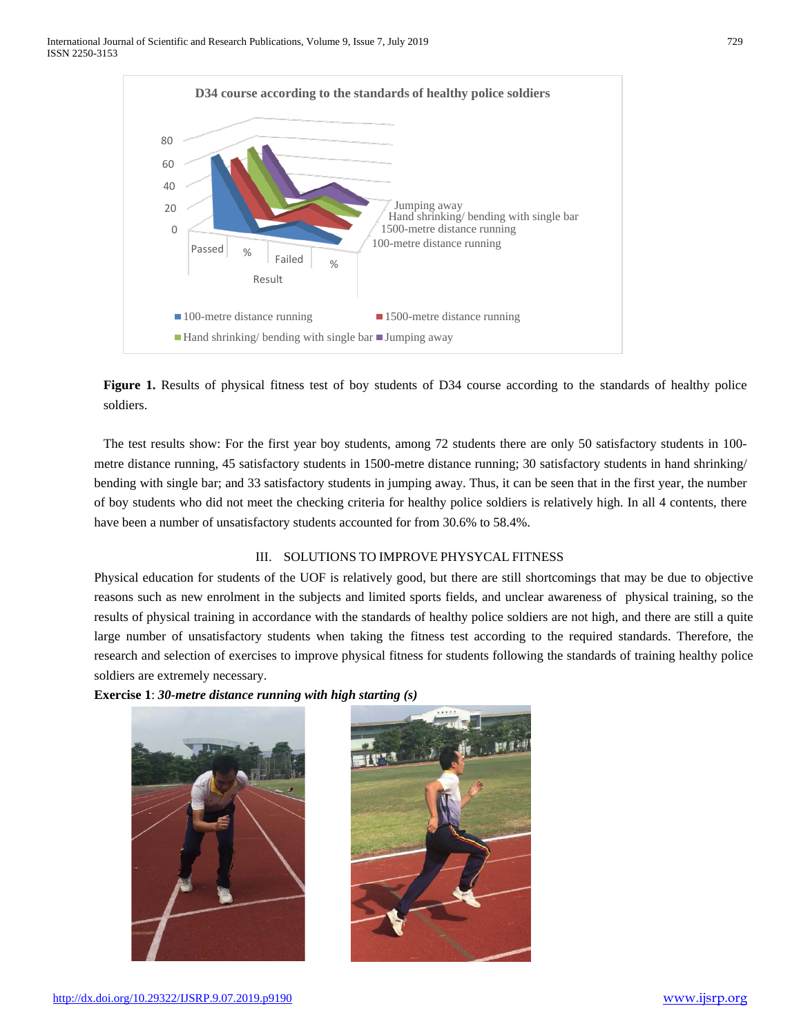**Figure 1.** Results of physical fitness test of boy students of D34 course according to the standards of healthy police soldiers.

The test results show: For the first year boy students, among 72 students there are only 50 satisfactory students in 100-metre distance running, 45 satisfactory students in 1500-metre distance running; 30 satisfactory students in hand shrinking/ bending with single bar; and 33 satisfactory students in jumping away. Thus, it can be seen that in the first year, the number of boy students who did not meet the checking criteria for healthy police soldiers is relatively high. In all 4 contents, there have been a number of unsatisfactory students accounted for from 30.6% to 58.4%.

## III. SOLUTIONS TO IMPROVE PHYSYCAL FITNESS

Physical education for students of the UOF is relatively good, but there are still shortcomings that may be due to objective reasons such as new enrolment in the subjects and limited sports fields, and unclear awareness of physical training, so the results of physical training in accordance with the standards of healthy police soldiers are not high, and there are still a quite large number of unsatisfactory students when taking the fitness test according to the required standards. Therefore, the research and selection of exercises to improve physical fitness for students following the standards of training healthy police soldiers are extremely necessary.

**Exercise 1**: ***30-metre distance running with high starting (s)***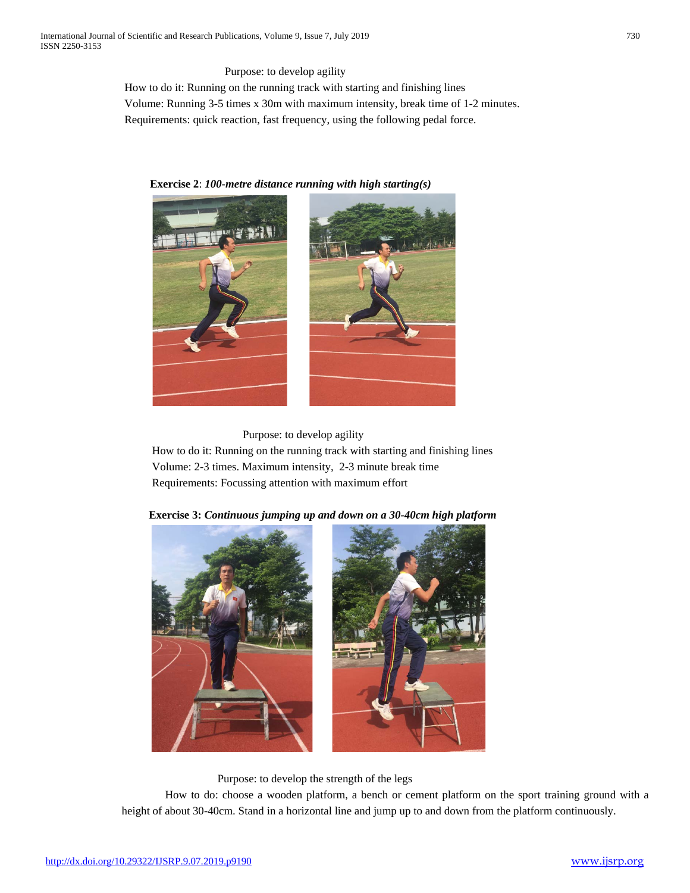Purpose: to develop agility

How to do it: Running on the running track with starting and finishing lines

Volume: Running 3-5 times x 30m with maximum intensity, break time of 1-2 minutes.

Requirements: quick reaction, fast frequency, using the following pedal force.

**Exercise 2**: ***100-metre distance running with high starting(s)***

Purpose: to develop agility

How to do it: Running on the running track with starting and finishing lines

Volume: 2-3 times. Maximum intensity, 2-3 minute break time

Requirements: Focussing attention with maximum effort

**Exercise 3:** ***Continuous jumping up and down on a 30-40cm high platform***

Purpose: to develop the strength of the legs

How to do: choose a wooden platform, a bench or cement platform on the sport training ground with a height of about 30-40cm. Stand in a horizontal line and jump up to and down from the platform continuously.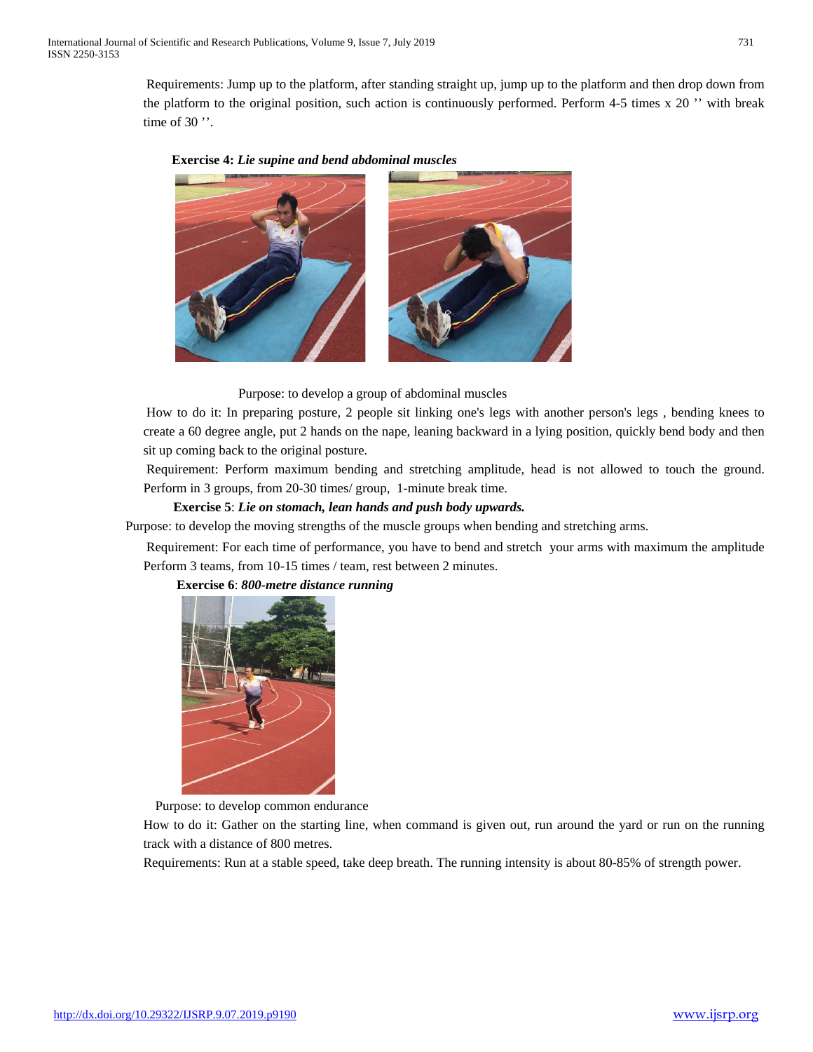Requirements: Jump up to the platform, after standing straight up, jump up to the platform and then drop down from the platform to the original position, such action is continuously performed. Perform 4-5 times x 20 '' with break time of 30 ''.

**Exercise 4:** ***Lie supine and bend abdominal muscles***

Purpose: to develop a group of abdominal muscles

How to do it: In preparing posture, 2 people sit linking one's legs with another person's legs , bending knees to create a 60 degree angle, put 2 hands on the nape, leaning backward in a lying position, quickly bend body and then sit up coming back to the original posture.

Requirement: Perform maximum bending and stretching amplitude, head is not allowed to touch the ground. Perform in 3 groups, from 20-30 times/ group, 1-minute break time.

**Exercise 5**: ***Lie on stomach, lean hands and push body upwards.***

Purpose: to develop the moving strengths of the muscle groups when bending and stretching arms.

Requirement: For each time of performance, you have to bend and stretch your arms with maximum the amplitude Perform 3 teams, from 10-15 times / team, rest between 2 minutes.

**Exercise 6**: ***800-metre distance running***

Purpose: to develop common endurance

How to do it: Gather on the starting line, when command is given out, run around the yard or run on the running track with a distance of 800 metres.

Requirements: Run at a stable speed, take deep breath. The running intensity is about 80-85% of strength power.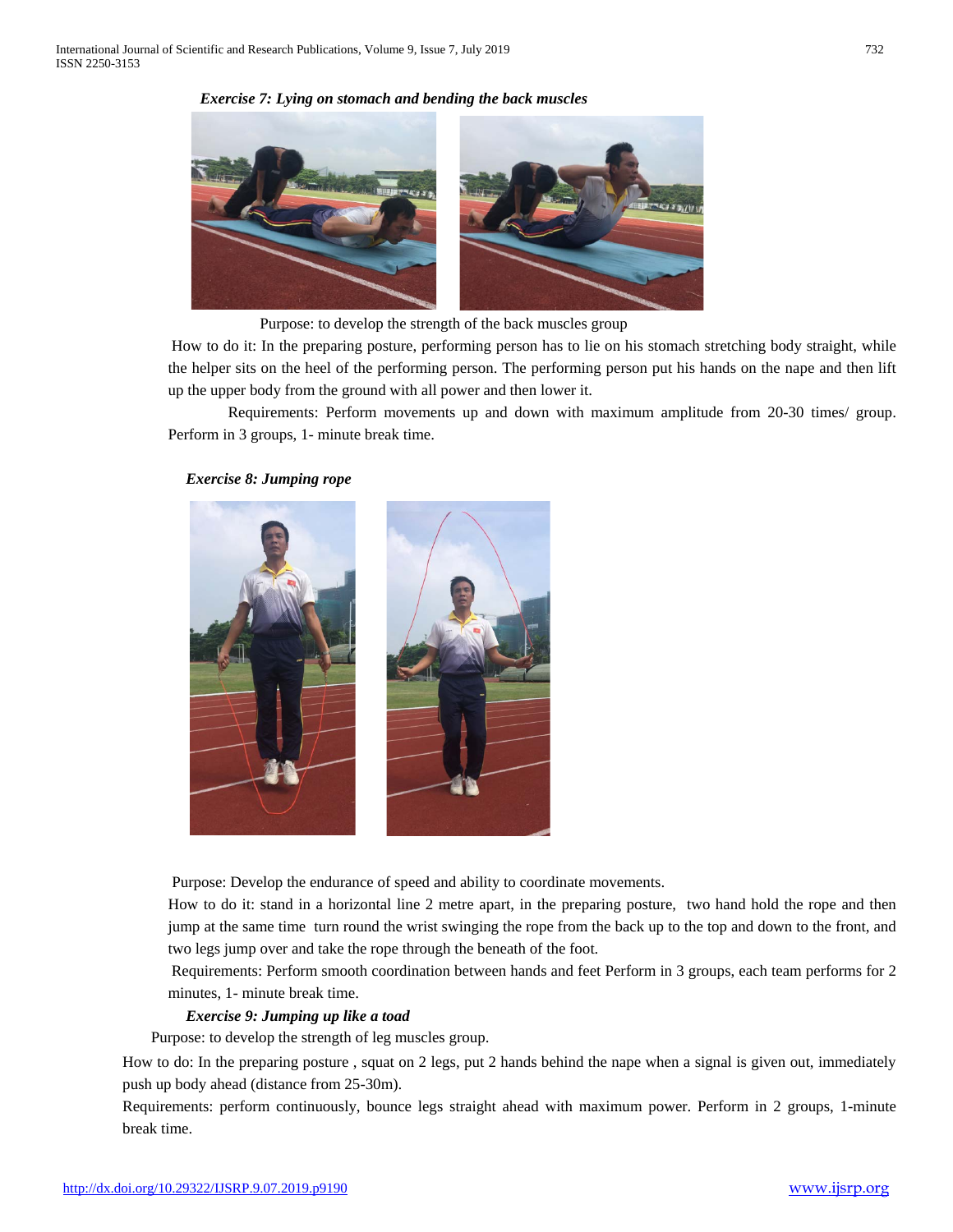***Exercise 7: Lying on stomach and bending the back muscles***

Purpose: to develop the strength of the back muscles group

How to do it: In the preparing posture, performing person has to lie on his stomach stretching body straight, while the helper sits on the heel of the performing person. The performing person put his hands on the nape and then lift up the upper body from the ground with all power and then lower it.

Requirements: Perform movements up and down with maximum amplitude from 20-30 times/ group. Perform in 3 groups, 1- minute break time.

***Exercise 8: Jumping rope***

Purpose: Develop the endurance of speed and ability to coordinate movements.

How to do it: stand in a horizontal line 2 metre apart, in the preparing posture, two hand hold the rope and then jump at the same time turn round the wrist swinging the rope from the back up to the top and down to the front, and two legs jump over and take the rope through the beneath of the foot.

Requirements: Perform smooth coordination between hands and feet Perform in 3 groups, each team performs for 2 minutes, 1- minute break time.

***Exercise 9: Jumping up like a toad***

Purpose: to develop the strength of leg muscles group.

How to do: In the preparing posture , squat on 2 legs, put 2 hands behind the nape when a signal is given out, immediately push up body ahead (distance from 25-30m).

Requirements: perform continuously, bounce legs straight ahead with maximum power. Perform in 2 groups, 1-minute break time.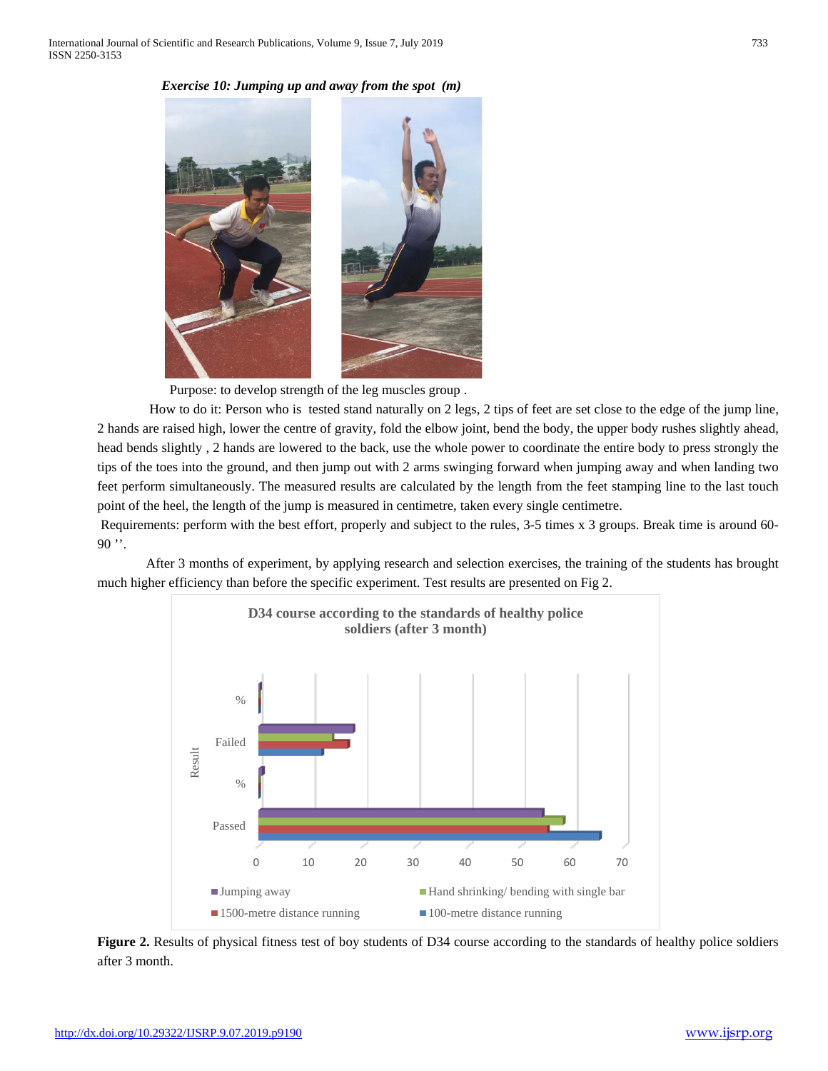***Exercise 10: Jumping up and away from the spot  (m)***

Purpose: to develop strength of the leg muscles group .

How to do it: Person who is  tested stand naturally on 2 legs, 2 tips of feet are set close to the edge of the jump line, 2 hands are raised high, lower the centre of gravity, fold the elbow joint, bend the body, the upper body rushes slightly ahead, head bends slightly , 2 hands are lowered to the back, use the whole power to coordinate the entire body to press strongly the tips of the toes into the ground, and then jump out with 2 arms swinging forward when jumping away and when landing two feet perform simultaneously. The measured results are calculated by the length from the feet stamping line to the last touch point of the heel, the length of the jump is measured in centimetre, taken every single centimetre.

Requirements: perform with the best effort, properly and subject to the rules, 3-5 times x 3 groups. Break time is around 60-90 ''.

After 3 months of experiment, by applying research and selection exercises, the training of the students has brought much higher efficiency than before the specific experiment. Test results are presented on Fig 2.

**Figure 2.** Results of physical fitness test of boy students of D34 course according to the standards of healthy police soldiers after 3 month.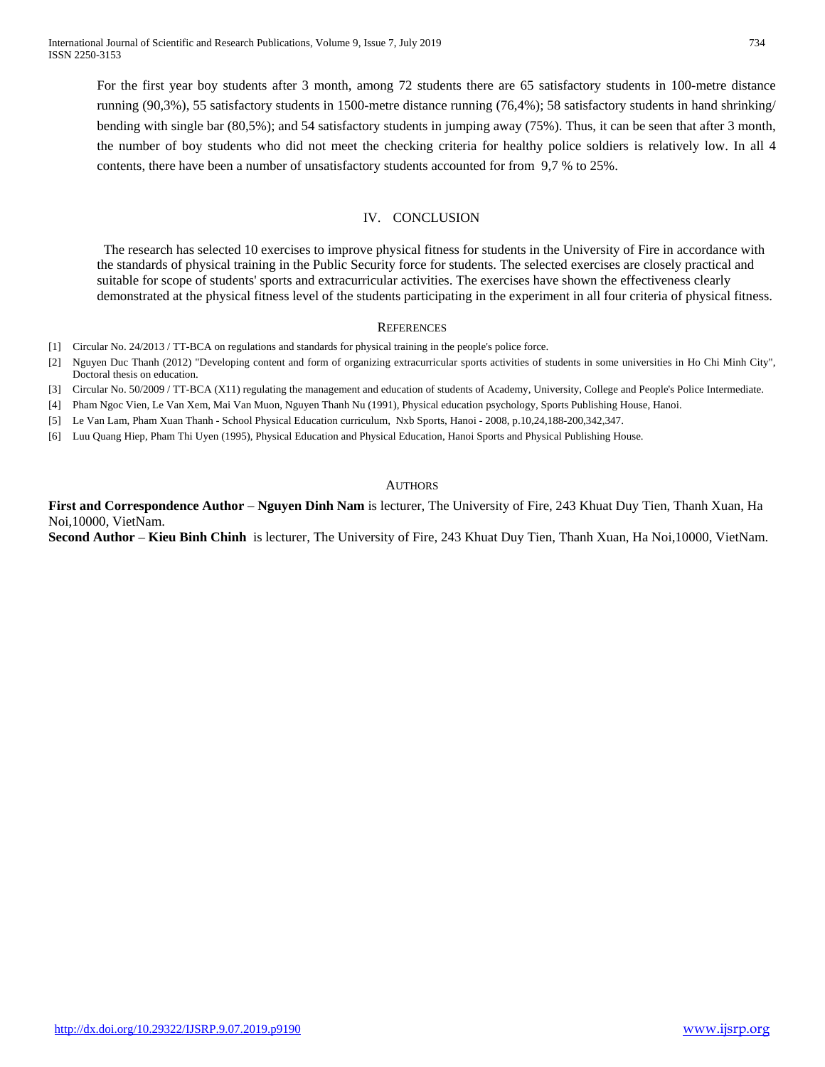For the first year boy students after 3 month, among 72 students there are 65 satisfactory students in 100-metre distance running (90,3%), 55 satisfactory students in 1500-metre distance running (76,4%); 58 satisfactory students in hand shrinking/ bending with single bar (80,5%); and 54 satisfactory students in jumping away (75%). Thus, it can be seen that after 3 month, the number of boy students who did not meet the checking criteria for healthy police soldiers is relatively low. In all 4 contents, there have been a number of unsatisfactory students accounted for from 9,7 % to 25%.

## IV. CONCLUSION

The research has selected 10 exercises to improve physical fitness for students in the University of Fire in accordance with the standards of physical training in the Public Security force for students. The selected exercises are closely practical and suitable for scope of students' sports and extracurricular activities. The exercises have shown the effectiveness clearly demonstrated at the physical fitness level of the students participating in the experiment in all four criteria of physical fitness.

## REFERENCES

[1] Circular No. 24/2013 / TT-BCA on regulations and standards for physical training in the people's police force.

[2] Nguyen Duc Thanh (2012) "Developing content and form of organizing extracurricular sports activities of students in some universities in Ho Chi Minh City", Doctoral thesis on education.

[3] Circular No. 50/2009 / TT-BCA (X11) regulating the management and education of students of Academy, University, College and People's Police Intermediate.

[4] Pham Ngoc Vien, Le Van Xem, Mai Van Muon, Nguyen Thanh Nu (1991), Physical education psychology, Sports Publishing House, Hanoi.

[5] Le Van Lam, Pham Xuan Thanh - School Physical Education curriculum, Nxb Sports, Hanoi - 2008, p.10,24,188-200,342,347.

[6] Luu Quang Hiep, Pham Thi Uyen (1995), Physical Education and Physical Education, Hanoi Sports and Physical Publishing House.

## AUTHORS

**First and Correspondence Author** – **Nguyen Dinh Nam** is lecturer, The University of Fire, 243 Khuat Duy Tien, Thanh Xuan, Ha Noi,10000, VietNam.

**Second Author** – **Kieu Binh Chinh** is lecturer, The University of Fire, 243 Khuat Duy Tien, Thanh Xuan, Ha Noi,10000, VietNam.